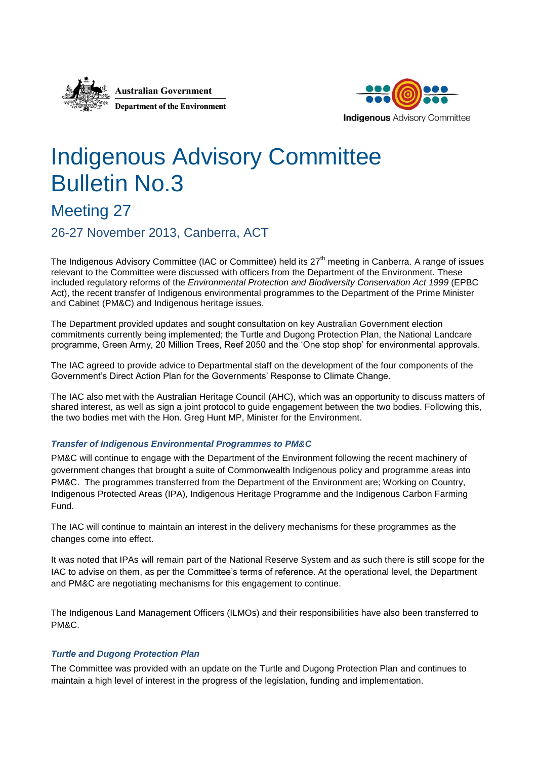Australian Government
Department of the Environment

Indigenous Advisory Committee

# Indigenous Advisory Committee Bulletin No.3

## Meeting 27

### 26-27 November 2013, Canberra, ACT

The Indigenous Advisory Committee (IAC or Committee) held its 27th meeting in Canberra. A range of issues relevant to the Committee were discussed with officers from the Department of the Environment. These included regulatory reforms of the *Environmental Protection and Biodiversity Conservation Act 1999* (EPBC Act), the recent transfer of Indigenous environmental programmes to the Department of the Prime Minister and Cabinet (PM&C) and Indigenous heritage issues.

The Department provided updates and sought consultation on key Australian Government election commitments currently being implemented; the Turtle and Dugong Protection Plan, the National Landcare programme, Green Army, 20 Million Trees, Reef 2050 and the 'One stop shop' for environmental approvals.

The IAC agreed to provide advice to Departmental staff on the development of the four components of the Government's Direct Action Plan for the Governments' Response to Climate Change.

The IAC also met with the Australian Heritage Council (AHC), which was an opportunity to discuss matters of shared interest, as well as sign a joint protocol to guide engagement between the two bodies. Following this, the two bodies met with the Hon. Greg Hunt MP, Minister for the Environment.

#### *Transfer of Indigenous Environmental Programmes to PM&C*

PM&C will continue to engage with the Department of the Environment following the recent machinery of government changes that brought a suite of Commonwealth Indigenous policy and programme areas into PM&C. The programmes transferred from the Department of the Environment are; Working on Country, Indigenous Protected Areas (IPA), Indigenous Heritage Programme and the Indigenous Carbon Farming Fund.

The IAC will continue to maintain an interest in the delivery mechanisms for these programmes as the changes come into effect.

It was noted that IPAs will remain part of the National Reserve System and as such there is still scope for the IAC to advise on them, as per the Committee's terms of reference. At the operational level, the Department and PM&C are negotiating mechanisms for this engagement to continue.

The Indigenous Land Management Officers (ILMOs) and their responsibilities have also been transferred to PM&C.

#### *Turtle and Dugong Protection Plan*

The Committee was provided with an update on the Turtle and Dugong Protection Plan and continues to maintain a high level of interest in the progress of the legislation, funding and implementation.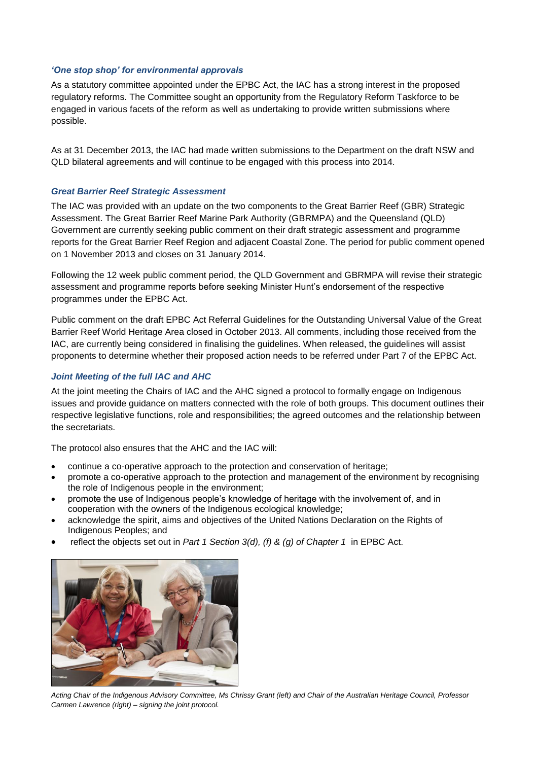### *'One stop shop' for environmental approvals*

As a statutory committee appointed under the EPBC Act, the IAC has a strong interest in the proposed regulatory reforms. The Committee sought an opportunity from the Regulatory Reform Taskforce to be engaged in various facets of the reform as well as undertaking to provide written submissions where possible.

As at 31 December 2013, the IAC had made written submissions to the Department on the draft NSW and QLD bilateral agreements and will continue to be engaged with this process into 2014.

### *Great Barrier Reef Strategic Assessment*

The IAC was provided with an update on the two components to the Great Barrier Reef (GBR) Strategic Assessment. The Great Barrier Reef Marine Park Authority (GBRMPA) and the Queensland (QLD) Government are currently seeking public comment on their draft strategic assessment and programme reports for the Great Barrier Reef Region and adjacent Coastal Zone. The period for public comment opened on 1 November 2013 and closes on 31 January 2014.

Following the 12 week public comment period, the QLD Government and GBRMPA will revise their strategic assessment and programme reports before seeking Minister Hunt's endorsement of the respective programmes under the EPBC Act.

Public comment on the draft EPBC Act Referral Guidelines for the Outstanding Universal Value of the Great Barrier Reef World Heritage Area closed in October 2013. All comments, including those received from the IAC, are currently being considered in finalising the guidelines. When released, the guidelines will assist proponents to determine whether their proposed action needs to be referred under Part 7 of the EPBC Act.

### *Joint Meeting of the full IAC and AHC*

At the joint meeting the Chairs of IAC and the AHC signed a protocol to formally engage on Indigenous issues and provide guidance on matters connected with the role of both groups. This document outlines their respective legislative functions, role and responsibilities; the agreed outcomes and the relationship between the secretariats.

The protocol also ensures that the AHC and the IAC will:

- continue a co-operative approach to the protection and conservation of heritage;
- promote a co-operative approach to the protection and management of the environment by recognising the role of Indigenous people in the environment;
- promote the use of Indigenous people's knowledge of heritage with the involvement of, and in cooperation with the owners of the Indigenous ecological knowledge;
- acknowledge the spirit, aims and objectives of the United Nations Declaration on the Rights of Indigenous Peoples; and
- reflect the objects set out in *Part 1 Section 3(d), (f) & (g) of Chapter 1* in EPBC Act.

*Acting Chair of the Indigenous Advisory Committee, Ms Chrissy Grant (left) and Chair of the Australian Heritage Council, Professor Carmen Lawrence (right) – signing the joint protocol.*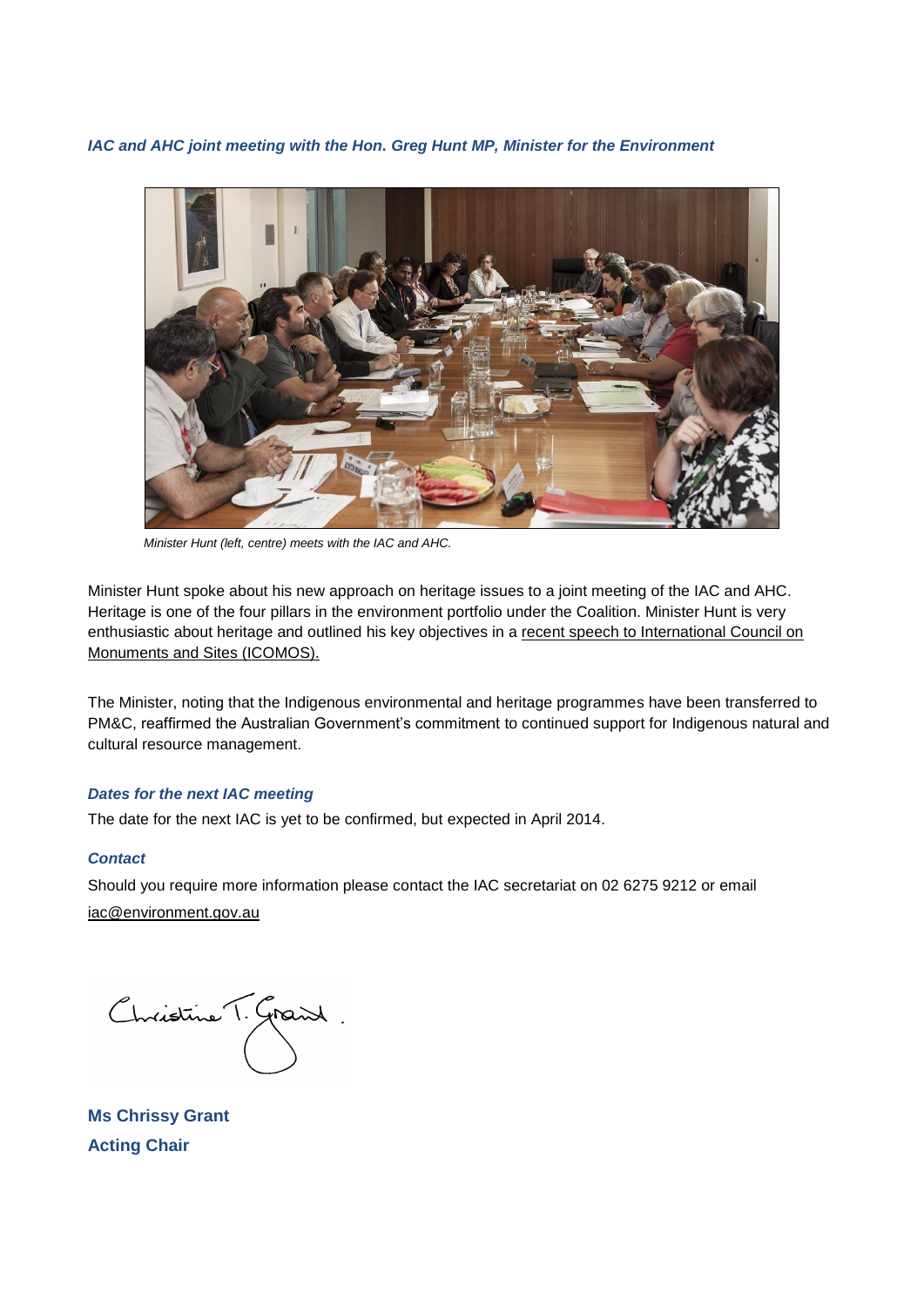*IAC and AHC joint meeting with the Hon. Greg Hunt MP, Minister for the Environment*

*Minister Hunt (left, centre) meets with the IAC and AHC.*

Minister Hunt spoke about his new approach on heritage issues to a joint meeting of the IAC and AHC. Heritage is one of the four pillars in the environment portfolio under the Coalition. Minister Hunt is very enthusiastic about heritage and outlined his key objectives in a recent speech to International Council on Monuments and Sites (ICOMOS).

The Minister, noting that the Indigenous environmental and heritage programmes have been transferred to PM&C, reaffirmed the Australian Government's commitment to continued support for Indigenous natural and cultural resource management.

### *Dates for the next IAC meeting*

The date for the next IAC is yet to be confirmed, but expected in April 2014.

### *Contact*

Should you require more information please contact the IAC secretariat on 02 6275 9212 or email iac@environment.gov.au

**Ms Chrissy Grant**
**Acting Chair**